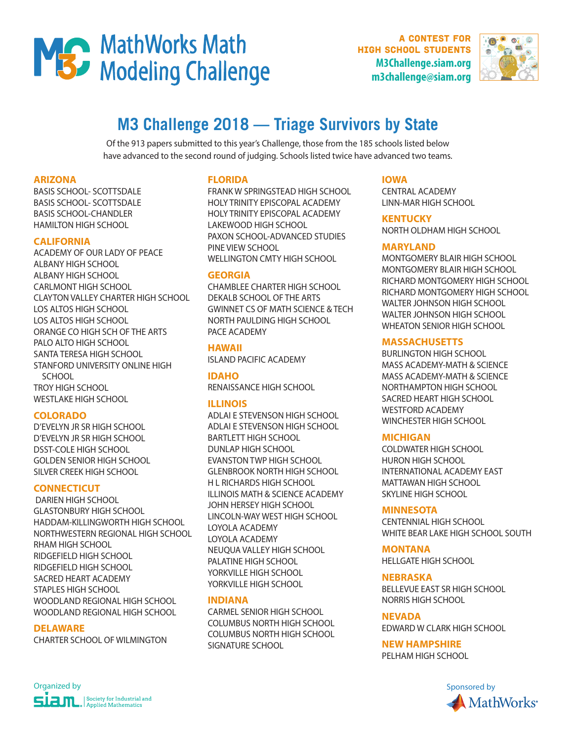# MathWorks Math Modeling Challenge

A CONTEST FOR HIGH SCHOOL STUDENTS
M3Challenge.siam.org
m3challenge@siam.org

## M3 Challenge 2018 — Triage Survivors by State

Of the 913 papers submitted to this year's Challenge, those from the 185 schools listed below have advanced to the second round of judging. Schools listed twice have advanced two teams.

### ARIZONA

BASIS SCHOOL- SCOTTSDALE
BASIS SCHOOL- SCOTTSDALE
BASIS SCHOOL-CHANDLER
HAMILTON HIGH SCHOOL

### CALIFORNIA

ACADEMY OF OUR LADY OF PEACE
ALBANY HIGH SCHOOL
ALBANY HIGH SCHOOL
CARLMONT HIGH SCHOOL
CLAYTON VALLEY CHARTER HIGH SCHOOL
LOS ALTOS HIGH SCHOOL
LOS ALTOS HIGH SCHOOL
ORANGE CO HIGH SCH OF THE ARTS
PALO ALTO HIGH SCHOOL
SANTA TERESA HIGH SCHOOL
STANFORD UNIVERSITY ONLINE HIGH SCHOOL
TROY HIGH SCHOOL
WESTLAKE HIGH SCHOOL

### COLORADO

D'EVELYN JR SR HIGH SCHOOL
D'EVELYN JR SR HIGH SCHOOL
DSST-COLE HIGH SCHOOL
GOLDEN SENIOR HIGH SCHOOL
SILVER CREEK HIGH SCHOOL

### CONNECTICUT

DARIEN HIGH SCHOOL
GLASTONBURY HIGH SCHOOL
HADDAM-KILLINGWORTH HIGH SCHOOL
NORTHWESTERN REGIONAL HIGH SCHOOL
RHAM HIGH SCHOOL
RIDGEFIELD HIGH SCHOOL
RIDGEFIELD HIGH SCHOOL
SACRED HEART ACADEMY
STAPLES HIGH SCHOOL
WOODLAND REGIONAL HIGH SCHOOL
WOODLAND REGIONAL HIGH SCHOOL

### DELAWARE

CHARTER SCHOOL OF WILMINGTON

### FLORIDA

FRANK W SPRINGSTEAD HIGH SCHOOL
HOLY TRINITY EPISCOPAL ACADEMY
HOLY TRINITY EPISCOPAL ACADEMY
LAKEWOOD HIGH SCHOOL
PAXON SCHOOL-ADVANCED STUDIES
PINE VIEW SCHOOL
WELLINGTON CMTY HIGH SCHOOL

### GEORGIA

CHAMBLEE CHARTER HIGH SCHOOL
DEKALB SCHOOL OF THE ARTS
GWINNET CS OF MATH SCIENCE & TECH
NORTH PAULDING HIGH SCHOOL
PACE ACADEMY

### HAWAII

ISLAND PACIFIC ACADEMY

### IDAHO

RENAISSANCE HIGH SCHOOL

### ILLINOIS

ADLAI E STEVENSON HIGH SCHOOL
ADLAI E STEVENSON HIGH SCHOOL
BARTLETT HIGH SCHOOL
DUNLAP HIGH SCHOOL
EVANSTON TWP HIGH SCHOOL
GLENBROOK NORTH HIGH SCHOOL
H L RICHARDS HIGH SCHOOL
ILLINOIS MATH & SCIENCE ACADEMY
JOHN HERSEY HIGH SCHOOL
LINCOLN-WAY WEST HIGH SCHOOL
LOYOLA ACADEMY
LOYOLA ACADEMY
NEUQUA VALLEY HIGH SCHOOL
PALATINE HIGH SCHOOL
YORKVILLE HIGH SCHOOL
YORKVILLE HIGH SCHOOL

### INDIANA

CARMEL SENIOR HIGH SCHOOL
COLUMBUS NORTH HIGH SCHOOL
COLUMBUS NORTH HIGH SCHOOL
SIGNATURE SCHOOL

### IOWA

CENTRAL ACADEMY
LINN-MAR HIGH SCHOOL

### KENTUCKY

NORTH OLDHAM HIGH SCHOOL

### MARYLAND

MONTGOMERY BLAIR HIGH SCHOOL
MONTGOMERY BLAIR HIGH SCHOOL
RICHARD MONTGOMERY HIGH SCHOOL
RICHARD MONTGOMERY HIGH SCHOOL
WALTER JOHNSON HIGH SCHOOL
WALTER JOHNSON HIGH SCHOOL
WHEATON SENIOR HIGH SCHOOL

### MASSACHUSETTS

BURLINGTON HIGH SCHOOL
MASS ACADEMY-MATH & SCIENCE
MASS ACADEMY-MATH & SCIENCE
NORTHAMPTON HIGH SCHOOL
SACRED HEART HIGH SCHOOL
WESTFORD ACADEMY
WINCHESTER HIGH SCHOOL

### MICHIGAN

COLDWATER HIGH SCHOOL
HURON HIGH SCHOOL
INTERNATIONAL ACADEMY EAST
MATTAWAN HIGH SCHOOL
SKYLINE HIGH SCHOOL

### MINNESOTA

CENTENNIAL HIGH SCHOOL
WHITE BEAR LAKE HIGH SCHOOL SOUTH

### MONTANA

HELLGATE HIGH SCHOOL

### NEBRASKA

BELLEVUE EAST SR HIGH SCHOOL
NORRIS HIGH SCHOOL

### NEVADA

EDWARD W CLARK HIGH SCHOOL

### NEW HAMPSHIRE

PELHAM HIGH SCHOOL

Organized by SIAM Society for Industrial and Applied Mathematics

Sponsored by MathWorks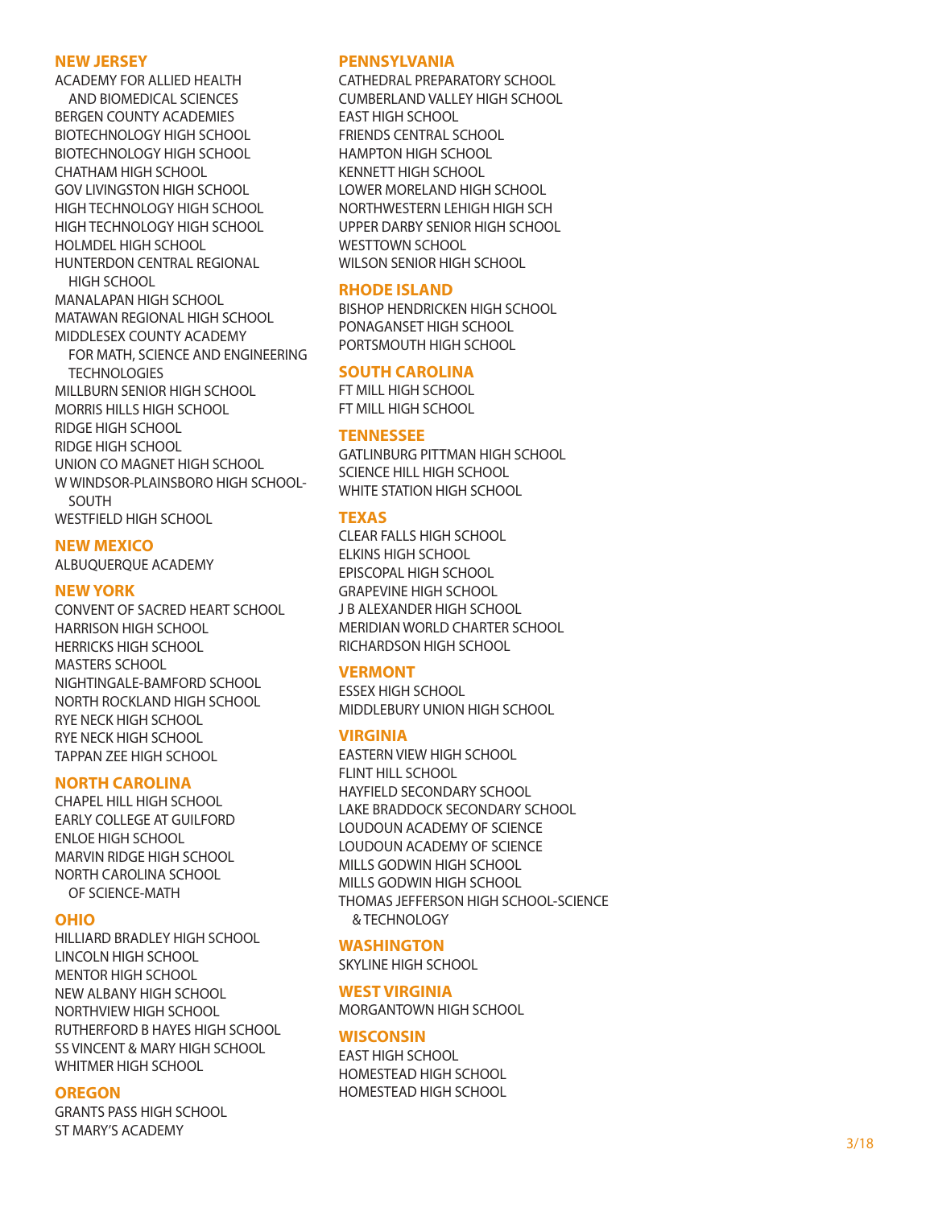## NEW JERSEY

ACADEMY FOR ALLIED HEALTH AND BIOMEDICAL SCIENCES
BERGEN COUNTY ACADEMIES
BIOTECHNOLOGY HIGH SCHOOL
BIOTECHNOLOGY HIGH SCHOOL
CHATHAM HIGH SCHOOL
GOV LIVINGSTON HIGH SCHOOL
HIGH TECHNOLOGY HIGH SCHOOL
HIGH TECHNOLOGY HIGH SCHOOL
HOLMDEL HIGH SCHOOL
HUNTERDON CENTRAL REGIONAL HIGH SCHOOL
MANALAPAN HIGH SCHOOL
MATAWAN REGIONAL HIGH SCHOOL
MIDDLESEX COUNTY ACADEMY FOR MATH, SCIENCE AND ENGINEERING TECHNOLOGIES
MILLBURN SENIOR HIGH SCHOOL
MORRIS HILLS HIGH SCHOOL
RIDGE HIGH SCHOOL
RIDGE HIGH SCHOOL
UNION CO MAGNET HIGH SCHOOL
W WINDSOR-PLAINSBORO HIGH SCHOOL-SOUTH
WESTFIELD HIGH SCHOOL

## NEW MEXICO

ALBUQUERQUE ACADEMY

## NEW YORK

CONVENT OF SACRED HEART SCHOOL
HARRISON HIGH SCHOOL
HERRICKS HIGH SCHOOL
MASTERS SCHOOL
NIGHTINGALE-BAMFORD SCHOOL
NORTH ROCKLAND HIGH SCHOOL
RYE NECK HIGH SCHOOL
RYE NECK HIGH SCHOOL
TAPPAN ZEE HIGH SCHOOL

## NORTH CAROLINA

CHAPEL HILL HIGH SCHOOL
EARLY COLLEGE AT GUILFORD
ENLOE HIGH SCHOOL
MARVIN RIDGE HIGH SCHOOL
NORTH CAROLINA SCHOOL OF SCIENCE-MATH

## OHIO

HILLIARD BRADLEY HIGH SCHOOL
LINCOLN HIGH SCHOOL
MENTOR HIGH SCHOOL
NEW ALBANY HIGH SCHOOL
NORTHVIEW HIGH SCHOOL
RUTHERFORD B HAYES HIGH SCHOOL
SS VINCENT & MARY HIGH SCHOOL
WHITMER HIGH SCHOOL

## OREGON

GRANTS PASS HIGH SCHOOL
ST MARY'S ACADEMY

## PENNSYLVANIA

CATHEDRAL PREPARATORY SCHOOL
CUMBERLAND VALLEY HIGH SCHOOL
EAST HIGH SCHOOL
FRIENDS CENTRAL SCHOOL
HAMPTON HIGH SCHOOL
KENNETT HIGH SCHOOL
LOWER MORELAND HIGH SCHOOL
NORTHWESTERN LEHIGH HIGH SCH
UPPER DARBY SENIOR HIGH SCHOOL
WESTTOWN SCHOOL
WILSON SENIOR HIGH SCHOOL

## RHODE ISLAND

BISHOP HENDRICKEN HIGH SCHOOL
PONAGANSET HIGH SCHOOL
PORTSMOUTH HIGH SCHOOL

## SOUTH CAROLINA

FT MILL HIGH SCHOOL
FT MILL HIGH SCHOOL

## TENNESSEE

GATLINBURG PITTMAN HIGH SCHOOL
SCIENCE HILL HIGH SCHOOL
WHITE STATION HIGH SCHOOL

## TEXAS

CLEAR FALLS HIGH SCHOOL
ELKINS HIGH SCHOOL
EPISCOPAL HIGH SCHOOL
GRAPEVINE HIGH SCHOOL
J B ALEXANDER HIGH SCHOOL
MERIDIAN WORLD CHARTER SCHOOL
RICHARDSON HIGH SCHOOL

## VERMONT

ESSEX HIGH SCHOOL
MIDDLEBURY UNION HIGH SCHOOL

## VIRGINIA

EASTERN VIEW HIGH SCHOOL
FLINT HILL SCHOOL
HAYFIELD SECONDARY SCHOOL
LAKE BRADDOCK SECONDARY SCHOOL
LOUDOUN ACADEMY OF SCIENCE
LOUDOUN ACADEMY OF SCIENCE
MILLS GODWIN HIGH SCHOOL
MILLS GODWIN HIGH SCHOOL
THOMAS JEFFERSON HIGH SCHOOL-SCIENCE & TECHNOLOGY

## WASHINGTON

SKYLINE HIGH SCHOOL

## WEST VIRGINIA

MORGANTOWN HIGH SCHOOL

## WISCONSIN

EAST HIGH SCHOOL
HOMESTEAD HIGH SCHOOL
HOMESTEAD HIGH SCHOOL

3/18